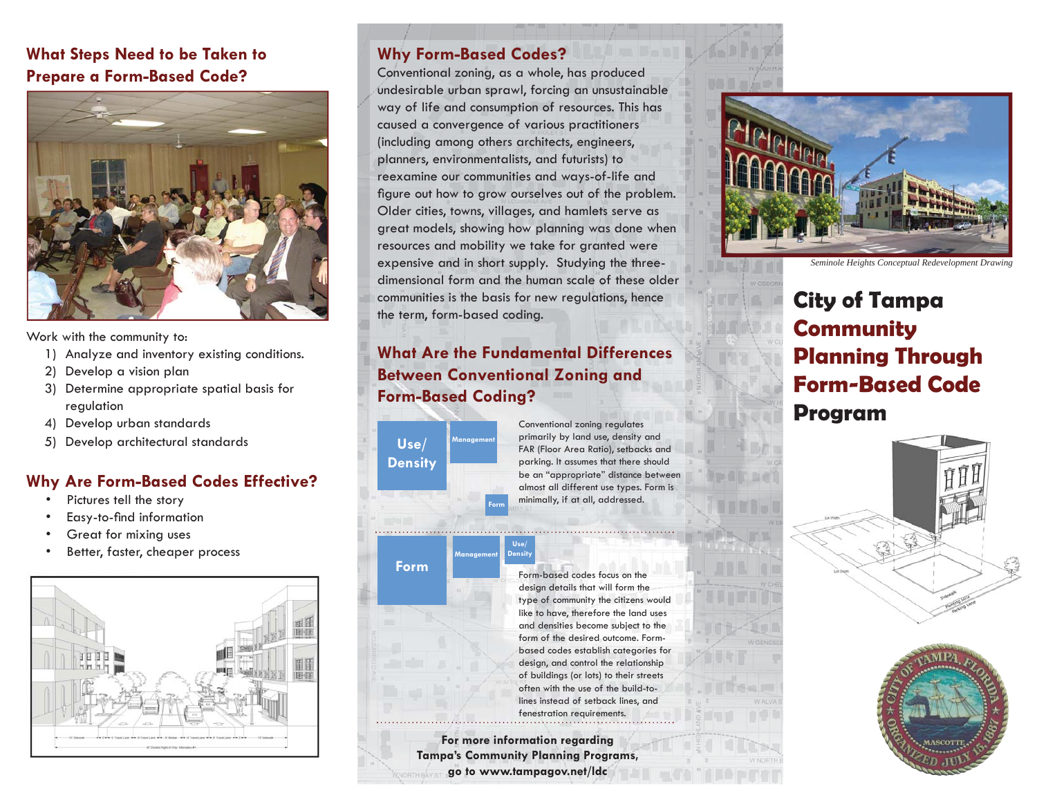## What Steps Need to be Taken to Prepare a Form-Based Code?

Work with the community to:

1) Analyze and inventory existing conditions.
2) Develop a vision plan
3) Determine appropriate spatial basis for regulation
4) Develop urban standards
5) Develop architectural standards

## Why Are Form-Based Codes Effective?

- Pictures tell the story
- Easy-to-find information
- Great for mixing uses
- Better, faster, cheaper process

## Why Form-Based Codes?

Conventional zoning, as a whole, has produced undesirable urban sprawl, forcing an unsustainable way of life and consumption of resources. This has caused a convergence of various practitioners (including among others architects, engineers, planners, environmentalists, and futurists) to reexamine our communities and ways-of-life and figure out how to grow ourselves out of the problem. Older cities, towns, villages, and hamlets serve as great models, showing how planning was done when resources and mobility we take for granted were expensive and in short supply. Studying the three-dimensional form and the human scale of these older communities is the basis for new regulations, hence the term, form-based coding.

## What Are the Fundamental Differences Between Conventional Zoning and Form-Based Coding?

Use/Density | Management | Form

Conventional zoning regulates primarily by land use, density and FAR (Floor Area Ratio), setbacks and parking. It assumes that there should be an "appropriate" distance between almost all different use types. Form is minimally, if at all, addressed.

Form | Management | Use/Density

Form-based codes focus on the design details that will form the type of community the citizens would like to have, therefore the land uses and densities become subject to the form of the desired outcome. Form-based codes establish categories for design, and control the relationship of buildings (or lots) to their streets often with the use of the build-to-lines instead of setback lines, and fenestration requirements.

**For more information regarding Tampa's Community Planning Programs, go to www.tampagov.net/ldc**

*Seminole Heights Conceptual Redevelopment Drawing*

# City of Tampa Community Planning Through Form-Based Code Program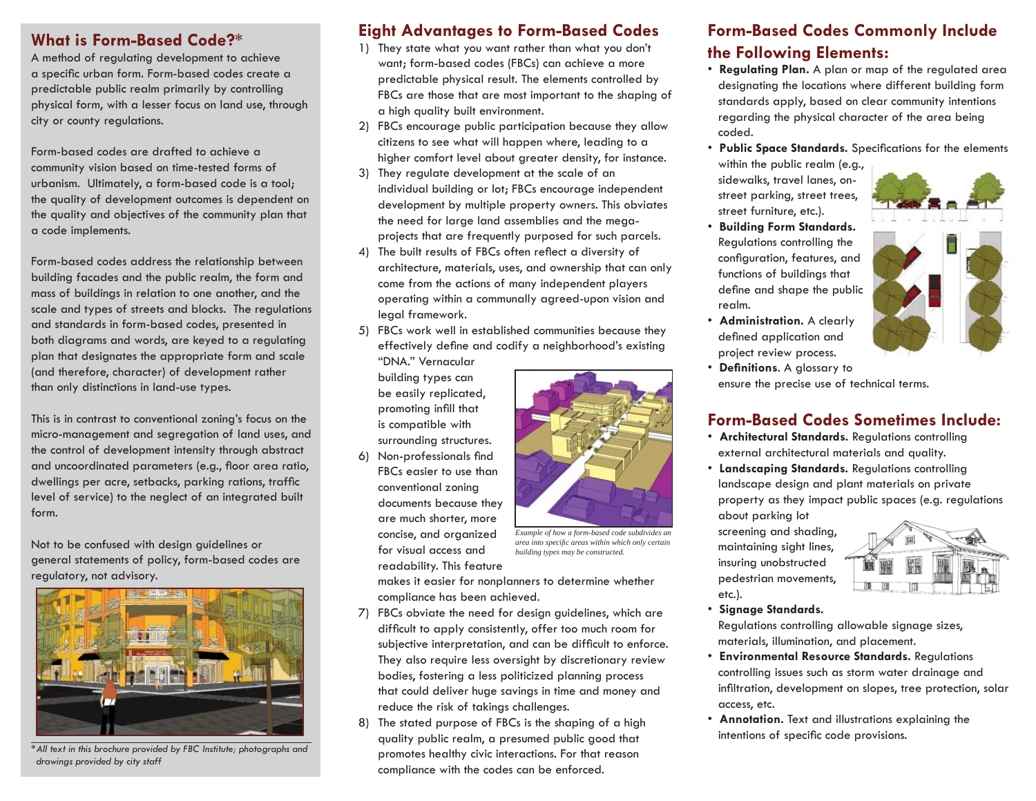## What is Form-Based Code?*

A method of regulating development to achieve a specific urban form. Form-based codes create a predictable public realm primarily by controlling physical form, with a lesser focus on land use, through city or county regulations.

Form-based codes are drafted to achieve a community vision based on time-tested forms of urbanism. Ultimately, a form-based code is a tool; the quality of development outcomes is dependent on the quality and objectives of the community plan that a code implements.

Form-based codes address the relationship between building facades and the public realm, the form and mass of buildings in relation to one another, and the scale and types of streets and blocks. The regulations and standards in form-based codes, presented in both diagrams and words, are keyed to a regulating plan that designates the appropriate form and scale (and therefore, character) of development rather than only distinctions in land-use types.

This is in contrast to conventional zoning's focus on the micro-management and segregation of land uses, and the control of development intensity through abstract and uncoordinated parameters (e.g., floor area ratio, dwellings per acre, setbacks, parking rations, traffic level of service) to the neglect of an integrated built form.

Not to be confused with design guidelines or general statements of policy, form-based codes are regulatory, not advisory.

*\*All text in this brochure provided by FBC Institute; photographs and drawings provided by city staff*

## Eight Advantages to Form-Based Codes

1) They state what you want rather than what you don't want; form-based codes (FBCs) can achieve a more predictable physical result. The elements controlled by FBCs are those that are most important to the shaping of a high quality built environment.
2) FBCs encourage public participation because they allow citizens to see what will happen where, leading to a higher comfort level about greater density, for instance.
3) They regulate development at the scale of an individual building or lot; FBCs encourage independent development by multiple property owners. This obviates the need for large land assemblies and the mega-projects that are frequently purposed for such parcels.
4) The built results of FBCs often reflect a diversity of architecture, materials, uses, and ownership that can only come from the actions of many independent players operating within a communally agreed-upon vision and legal framework.
5) FBCs work well in established communities because they effectively define and codify a neighborhood's existing "DNA." Vernacular building types can be easily replicated, promoting infill that is compatible with surrounding structures.
6) Non-professionals find FBCs easier to use than conventional zoning documents because they are much shorter, more concise, and organized for visual access and readability. This feature makes it easier for nonplanners to determine whether compliance has been achieved.
7) FBCs obviate the need for design guidelines, which are difficult to apply consistently, offer too much room for subjective interpretation, and can be difficult to enforce. They also require less oversight by discretionary review bodies, fostering a less politicized planning process that could deliver huge savings in time and money and reduce the risk of takings challenges.
8) The stated purpose of FBCs is the shaping of a high quality public realm, a presumed public good that promotes healthy civic interactions. For that reason compliance with the codes can be enforced.

*Example of how a form-based code subdivides an area into specific areas within which only certain building types may be constructed.*

## Form-Based Codes Commonly Include the Following Elements:

- **Regulating Plan.** A plan or map of the regulated area designating the locations where different building form standards apply, based on clear community intentions regarding the physical character of the area being coded.
- **Public Space Standards.** Specifications for the elements within the public realm (e.g., sidewalks, travel lanes, on-street parking, street trees, street furniture, etc.).
- **Building Form Standards.** Regulations controlling the configuration, features, and functions of buildings that define and shape the public realm.
- **Administration.** A clearly defined application and project review process.
- **Definitions**. A glossary to ensure the precise use of technical terms.

## Form-Based Codes Sometimes Include:

- **Architectural Standards.** Regulations controlling external architectural materials and quality.
- **Landscaping Standards.** Regulations controlling landscape design and plant materials on private property as they impact public spaces (e.g. regulations about parking lot screening and shading, maintaining sight lines, insuring unobstructed pedestrian movements, etc.).
- **Signage Standards.** Regulations controlling allowable signage sizes, materials, illumination, and placement.
- **Environmental Resource Standards.** Regulations controlling issues such as storm water drainage and infiltration, development on slopes, tree protection, solar access, etc.
- **Annotation.** Text and illustrations explaining the intentions of specific code provisions.